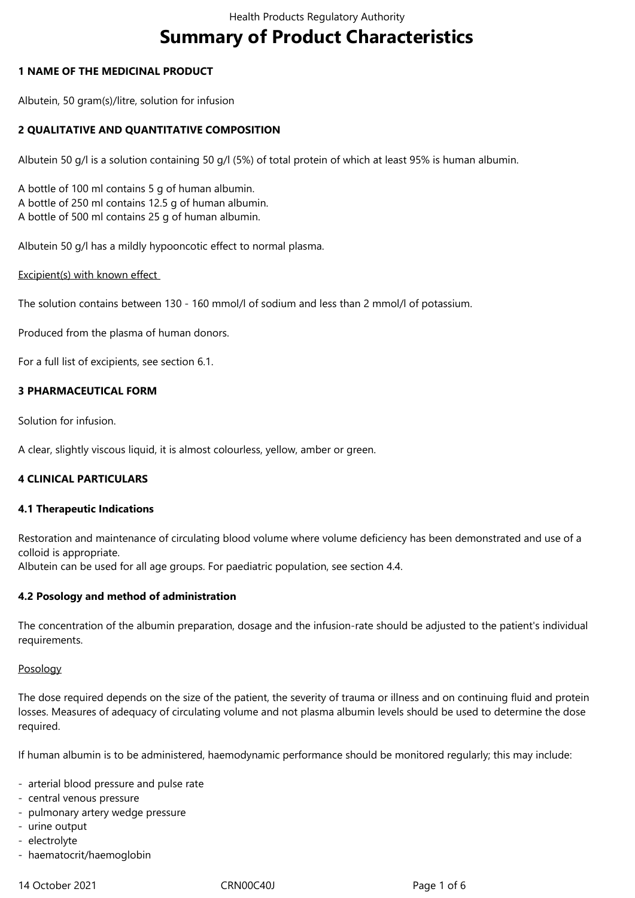# Summary of Product Characteristics

## 1 NAME OF THE MEDICINAL PRODUCT

Albutein, 50 gram(s)/litre, solution for infusion

## 2 QUALITATIVE AND QUANTITATIVE COMPOSITION

Albutein 50 g/l is a solution containing 50 g/l (5%) of total protein of which at least 95% is human albumin.

A bottle of 100 ml contains 5 g of human albumin.
A bottle of 250 ml contains 12.5 g of human albumin.
A bottle of 500 ml contains 25 g of human albumin.

Albutein 50 g/l has a mildly hypooncotic effect to normal plasma.

Excipient(s) with known effect

The solution contains between 130 - 160 mmol/l of sodium and less than 2 mmol/l of potassium.

Produced from the plasma of human donors.

For a full list of excipients, see section 6.1.

## 3 PHARMACEUTICAL FORM

Solution for infusion.

A clear, slightly viscous liquid, it is almost colourless, yellow, amber or green.

## 4 CLINICAL PARTICULARS

### 4.1 Therapeutic Indications

Restoration and maintenance of circulating blood volume where volume deficiency has been demonstrated and use of a colloid is appropriate.
Albutein can be used for all age groups. For paediatric population, see section 4.4.

### 4.2 Posology and method of administration

The concentration of the albumin preparation, dosage and the infusion-rate should be adjusted to the patient's individual requirements.

Posology

The dose required depends on the size of the patient, the severity of trauma or illness and on continuing fluid and protein losses. Measures of adequacy of circulating volume and not plasma albumin levels should be used to determine the dose required.

If human albumin is to be administered, haemodynamic performance should be monitored regularly; this may include:

- arterial blood pressure and pulse rate
- central venous pressure
- pulmonary artery wedge pressure
- urine output
- electrolyte
- haematocrit/haemoglobin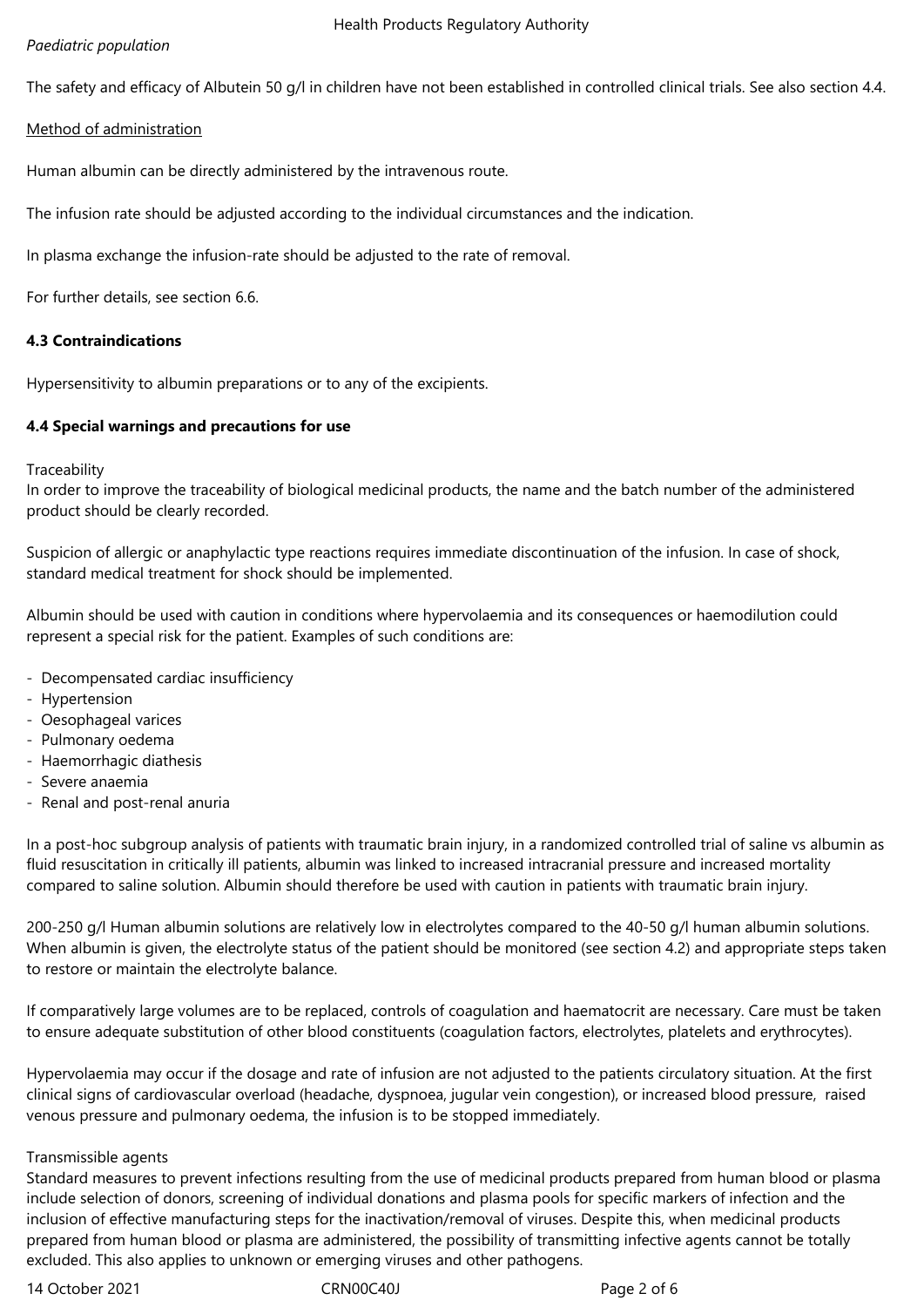*Paediatric population*

The safety and efficacy of Albutein 50 g/l in children have not been established in controlled clinical trials. See also section 4.4.

Method of administration

Human albumin can be directly administered by the intravenous route.

The infusion rate should be adjusted according to the individual circumstances and the indication.

In plasma exchange the infusion-rate should be adjusted to the rate of removal.

For further details, see section 6.6.

**4.3 Contraindications**

Hypersensitivity to albumin preparations or to any of the excipients.

**4.4 Special warnings and precautions for use**

Traceability
In order to improve the traceability of biological medicinal products, the name and the batch number of the administered product should be clearly recorded.

Suspicion of allergic or anaphylactic type reactions requires immediate discontinuation of the infusion. In case of shock, standard medical treatment for shock should be implemented.

Albumin should be used with caution in conditions where hypervolaemia and its consequences or haemodilution could represent a special risk for the patient. Examples of such conditions are:

- Decompensated cardiac insufficiency
- Hypertension
- Oesophageal varices
- Pulmonary oedema
- Haemorrhagic diathesis
- Severe anaemia
- Renal and post-renal anuria

In a post-hoc subgroup analysis of patients with traumatic brain injury, in a randomized controlled trial of saline vs albumin as fluid resuscitation in critically ill patients, albumin was linked to increased intracranial pressure and increased mortality compared to saline solution. Albumin should therefore be used with caution in patients with traumatic brain injury.

200-250 g/l Human albumin solutions are relatively low in electrolytes compared to the 40-50 g/l human albumin solutions. When albumin is given, the electrolyte status of the patient should be monitored (see section 4.2) and appropriate steps taken to restore or maintain the electrolyte balance.

If comparatively large volumes are to be replaced, controls of coagulation and haematocrit are necessary. Care must be taken to ensure adequate substitution of other blood constituents (coagulation factors, electrolytes, platelets and erythrocytes).

Hypervolaemia may occur if the dosage and rate of infusion are not adjusted to the patients circulatory situation. At the first clinical signs of cardiovascular overload (headache, dyspnoea, jugular vein congestion), or increased blood pressure, raised venous pressure and pulmonary oedema, the infusion is to be stopped immediately.

Transmissible agents
Standard measures to prevent infections resulting from the use of medicinal products prepared from human blood or plasma include selection of donors, screening of individual donations and plasma pools for specific markers of infection and the inclusion of effective manufacturing steps for the inactivation/removal of viruses. Despite this, when medicinal products prepared from human blood or plasma are administered, the possibility of transmitting infective agents cannot be totally excluded. This also applies to unknown or emerging viruses and other pathogens.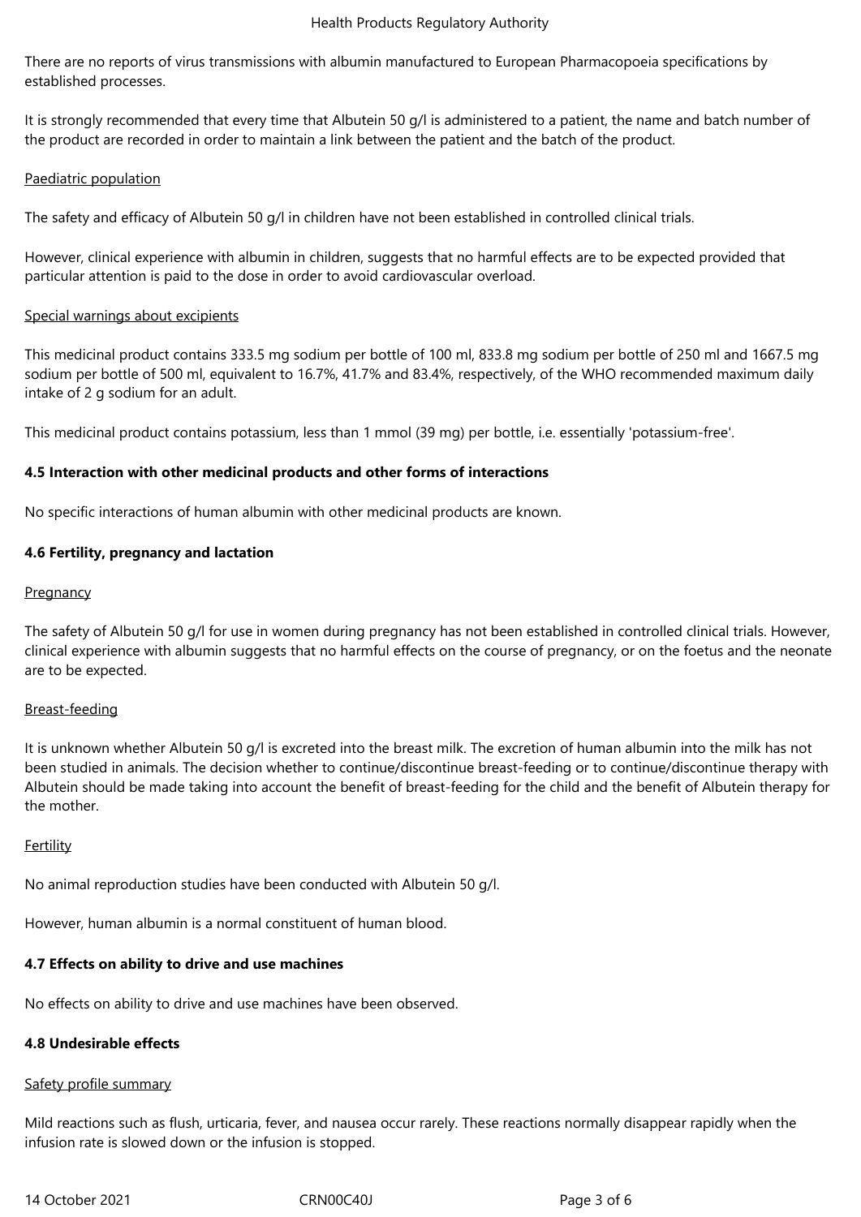There are no reports of virus transmissions with albumin manufactured to European Pharmacopoeia specifications by established processes.

It is strongly recommended that every time that Albutein 50 g/l is administered to a patient, the name and batch number of the product are recorded in order to maintain a link between the patient and the batch of the product.

Paediatric population

The safety and efficacy of Albutein 50 g/l in children have not been established in controlled clinical trials.

However, clinical experience with albumin in children, suggests that no harmful effects are to be expected provided that particular attention is paid to the dose in order to avoid cardiovascular overload.

Special warnings about excipients

This medicinal product contains 333.5 mg sodium per bottle of 100 ml, 833.8 mg sodium per bottle of 250 ml and 1667.5 mg sodium per bottle of 500 ml, equivalent to 16.7%, 41.7% and 83.4%, respectively, of the WHO recommended maximum daily intake of 2 g sodium for an adult.

This medicinal product contains potassium, less than 1 mmol (39 mg) per bottle, i.e. essentially 'potassium-free'.

**4.5 Interaction with other medicinal products and other forms of interactions**

No specific interactions of human albumin with other medicinal products are known.

**4.6 Fertility, pregnancy and lactation**

Pregnancy

The safety of Albutein 50 g/l for use in women during pregnancy has not been established in controlled clinical trials. However, clinical experience with albumin suggests that no harmful effects on the course of pregnancy, or on the foetus and the neonate are to be expected.

Breast-feeding

It is unknown whether Albutein 50 g/l is excreted into the breast milk. The excretion of human albumin into the milk has not been studied in animals. The decision whether to continue/discontinue breast-feeding or to continue/discontinue therapy with Albutein should be made taking into account the benefit of breast-feeding for the child and the benefit of Albutein therapy for the mother.

Fertility

No animal reproduction studies have been conducted with Albutein 50 g/l.

However, human albumin is a normal constituent of human blood.

**4.7 Effects on ability to drive and use machines**

No effects on ability to drive and use machines have been observed.

**4.8 Undesirable effects**

Safety profile summary

Mild reactions such as flush, urticaria, fever, and nausea occur rarely. These reactions normally disappear rapidly when the infusion rate is slowed down or the infusion is stopped.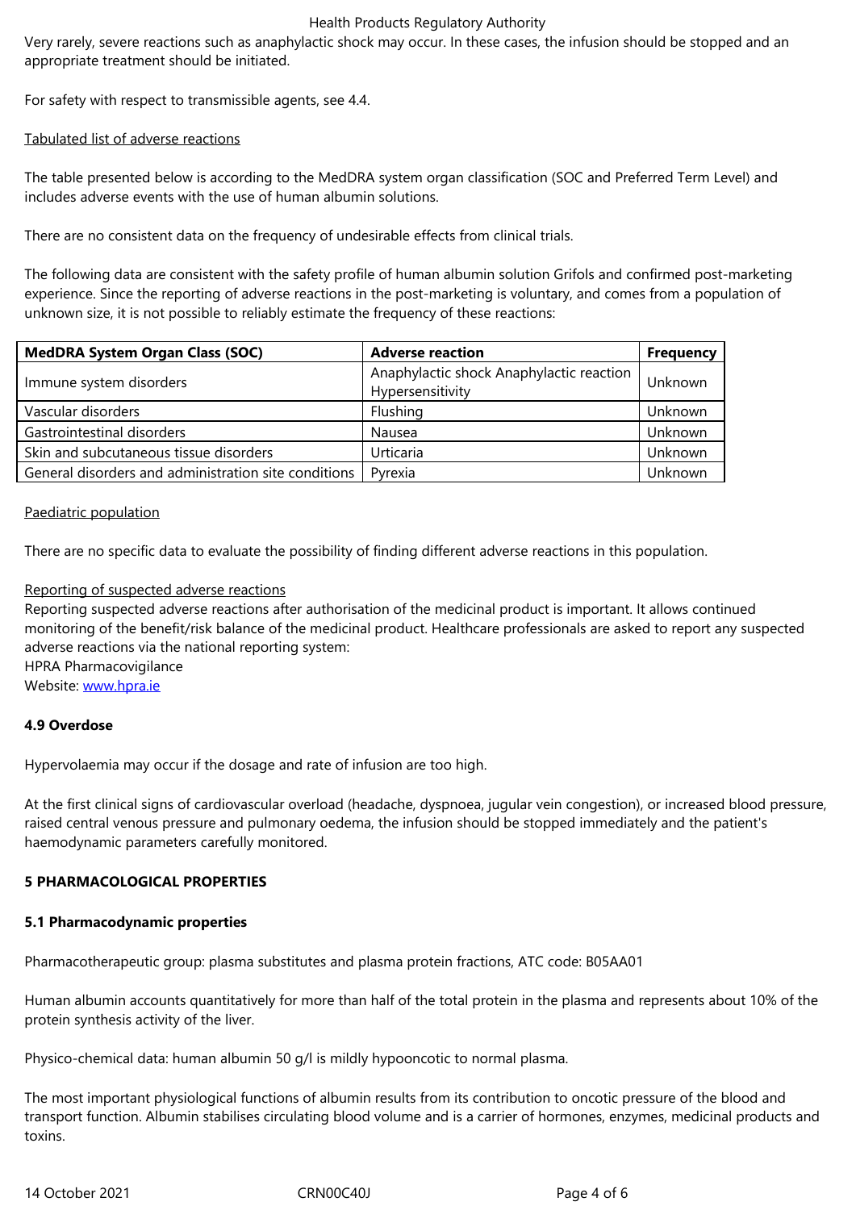Very rarely, severe reactions such as anaphylactic shock may occur. In these cases, the infusion should be stopped and an appropriate treatment should be initiated.

For safety with respect to transmissible agents, see 4.4.

Tabulated list of adverse reactions

The table presented below is according to the MedDRA system organ classification (SOC and Preferred Term Level) and includes adverse events with the use of human albumin solutions.

There are no consistent data on the frequency of undesirable effects from clinical trials.

The following data are consistent with the safety profile of human albumin solution Grifols and confirmed post-marketing experience. Since the reporting of adverse reactions in the post-marketing is voluntary, and comes from a population of unknown size, it is not possible to reliably estimate the frequency of these reactions:

| MedDRA System Organ Class (SOC) | Adverse reaction | Frequency |
|---|---|---|
| Immune system disorders | Anaphylactic shock Anaphylactic reaction Hypersensitivity | Unknown |
| Vascular disorders | Flushing | Unknown |
| Gastrointestinal disorders | Nausea | Unknown |
| Skin and subcutaneous tissue disorders | Urticaria | Unknown |
| General disorders and administration site conditions | Pyrexia | Unknown |

Paediatric population

There are no specific data to evaluate the possibility of finding different adverse reactions in this population.

Reporting of suspected adverse reactions

Reporting suspected adverse reactions after authorisation of the medicinal product is important. It allows continued monitoring of the benefit/risk balance of the medicinal product. Healthcare professionals are asked to report any suspected adverse reactions via the national reporting system:
HPRA Pharmacovigilance
Website: www.hpra.ie

**4.9 Overdose**

Hypervolaemia may occur if the dosage and rate of infusion are too high.

At the first clinical signs of cardiovascular overload (headache, dyspnoea, jugular vein congestion), or increased blood pressure, raised central venous pressure and pulmonary oedema, the infusion should be stopped immediately and the patient's haemodynamic parameters carefully monitored.

## 5 PHARMACOLOGICAL PROPERTIES

### 5.1 Pharmacodynamic properties

Pharmacotherapeutic group: plasma substitutes and plasma protein fractions, ATC code: B05AA01

Human albumin accounts quantitatively for more than half of the total protein in the plasma and represents about 10% of the protein synthesis activity of the liver.

Physico-chemical data: human albumin 50 g/l is mildly hypooncotic to normal plasma.

The most important physiological functions of albumin results from its contribution to oncotic pressure of the blood and transport function. Albumin stabilises circulating blood volume and is a carrier of hormones, enzymes, medicinal products and toxins.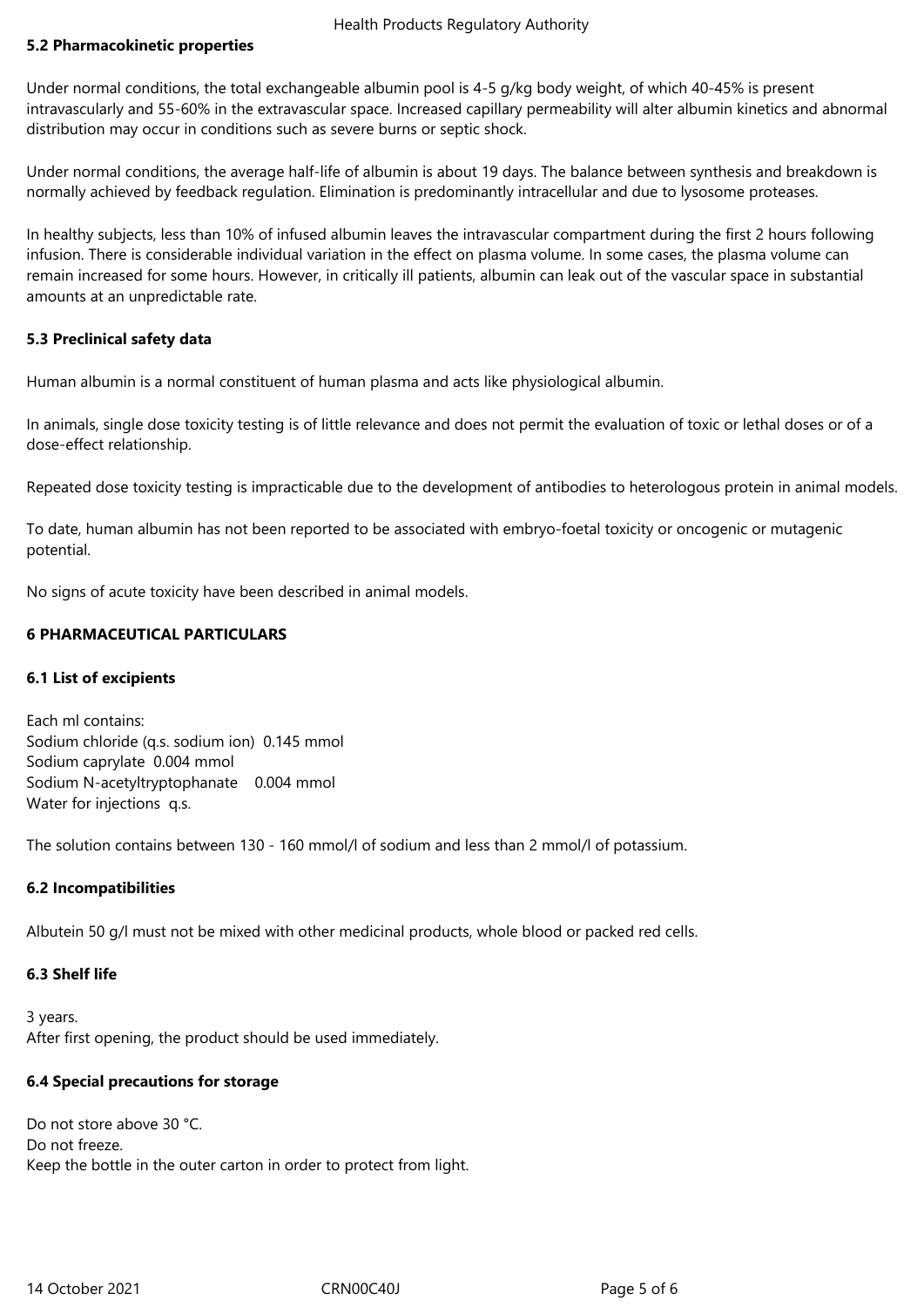### 5.2 Pharmacokinetic properties

Under normal conditions, the total exchangeable albumin pool is 4-5 g/kg body weight, of which 40-45% is present intravascularly and 55-60% in the extravascular space. Increased capillary permeability will alter albumin kinetics and abnormal distribution may occur in conditions such as severe burns or septic shock.

Under normal conditions, the average half-life of albumin is about 19 days. The balance between synthesis and breakdown is normally achieved by feedback regulation. Elimination is predominantly intracellular and due to lysosome proteases.

In healthy subjects, less than 10% of infused albumin leaves the intravascular compartment during the first 2 hours following infusion. There is considerable individual variation in the effect on plasma volume. In some cases, the plasma volume can remain increased for some hours. However, in critically ill patients, albumin can leak out of the vascular space in substantial amounts at an unpredictable rate.

### 5.3 Preclinical safety data

Human albumin is a normal constituent of human plasma and acts like physiological albumin.

In animals, single dose toxicity testing is of little relevance and does not permit the evaluation of toxic or lethal doses or of a dose-effect relationship.

Repeated dose toxicity testing is impracticable due to the development of antibodies to heterologous protein in animal models.

To date, human albumin has not been reported to be associated with embryo-foetal toxicity or oncogenic or mutagenic potential.

No signs of acute toxicity have been described in animal models.

## 6 PHARMACEUTICAL PARTICULARS

### 6.1 List of excipients

Each ml contains:
Sodium chloride (q.s. sodium ion) 0.145 mmol
Sodium caprylate 0.004 mmol
Sodium N-acetyltryptophanate 0.004 mmol
Water for injections q.s.

The solution contains between 130 - 160 mmol/l of sodium and less than 2 mmol/l of potassium.

### 6.2 Incompatibilities

Albutein 50 g/l must not be mixed with other medicinal products, whole blood or packed red cells.

### 6.3 Shelf life

3 years.
After first opening, the product should be used immediately.

### 6.4 Special precautions for storage

Do not store above 30 °C.
Do not freeze.
Keep the bottle in the outer carton in order to protect from light.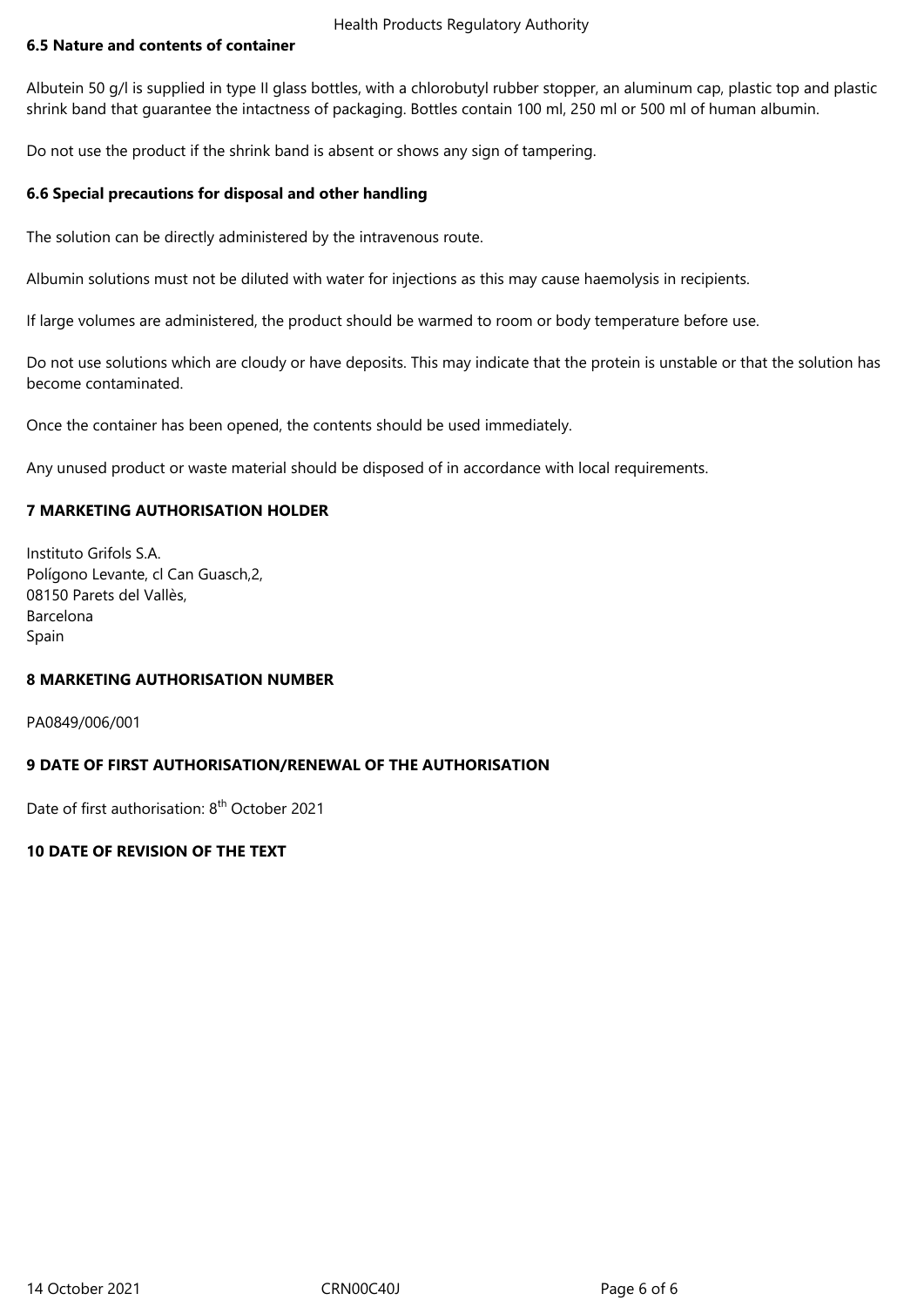## 6.5 Nature and contents of container

Albutein 50 g/l is supplied in type II glass bottles, with a chlorobutyl rubber stopper, an aluminum cap, plastic top and plastic shrink band that guarantee the intactness of packaging. Bottles contain 100 ml, 250 ml or 500 ml of human albumin.

Do not use the product if the shrink band is absent or shows any sign of tampering.

## 6.6 Special precautions for disposal and other handling

The solution can be directly administered by the intravenous route.

Albumin solutions must not be diluted with water for injections as this may cause haemolysis in recipients.

If large volumes are administered, the product should be warmed to room or body temperature before use.

Do not use solutions which are cloudy or have deposits. This may indicate that the protein is unstable or that the solution has become contaminated.

Once the container has been opened, the contents should be used immediately.

Any unused product or waste material should be disposed of in accordance with local requirements.

# 7 MARKETING AUTHORISATION HOLDER

Instituto Grifols S.A.
Polígono Levante, cl Can Guasch,2,
08150 Parets del Vallès,
Barcelona
Spain

# 8 MARKETING AUTHORISATION NUMBER

PA0849/006/001

# 9 DATE OF FIRST AUTHORISATION/RENEWAL OF THE AUTHORISATION

Date of first authorisation: 8th October 2021

# 10 DATE OF REVISION OF THE TEXT